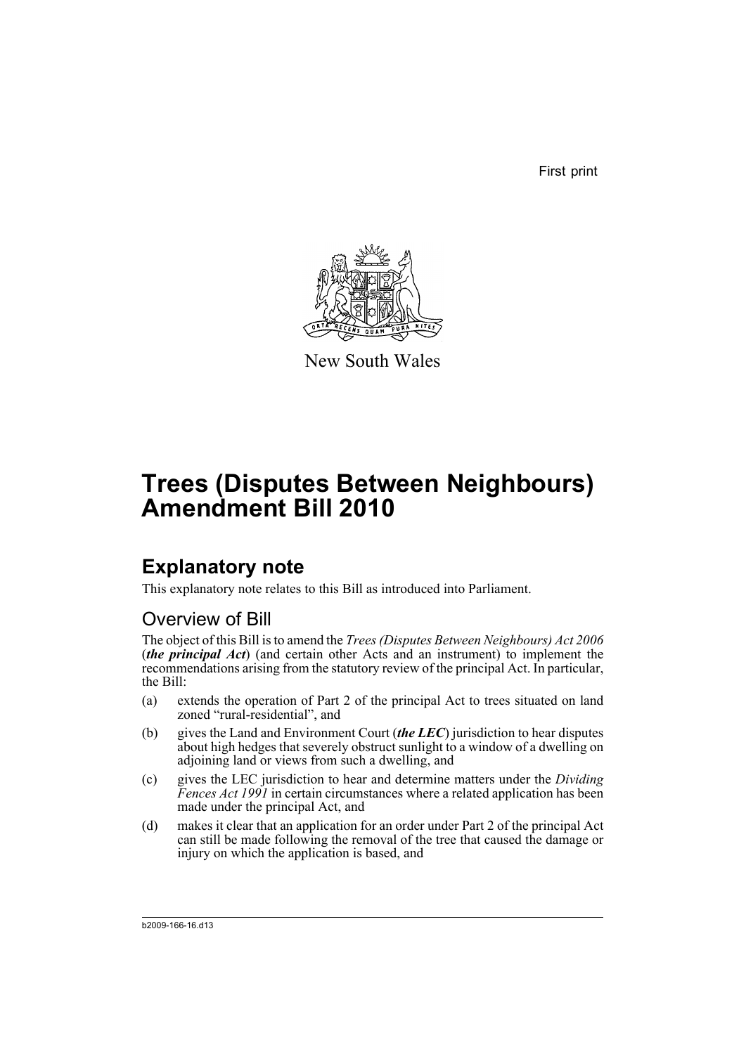First print

New South Wales

# Trees (Disputes Between Neighbours) Amendment Bill 2010

## Explanatory note

This explanatory note relates to this Bill as introduced into Parliament.

### Overview of Bill

The object of this Bill is to amend the *Trees (Disputes Between Neighbours) Act 2006* (***the principal Act***) (and certain other Acts and an instrument) to implement the recommendations arising from the statutory review of the principal Act. In particular, the Bill:

(a) extends the operation of Part 2 of the principal Act to trees situated on land zoned "rural-residential", and

(b) gives the Land and Environment Court (***the LEC***) jurisdiction to hear disputes about high hedges that severely obstruct sunlight to a window of a dwelling on adjoining land or views from such a dwelling, and

(c) gives the LEC jurisdiction to hear and determine matters under the *Dividing Fences Act 1991* in certain circumstances where a related application has been made under the principal Act, and

(d) makes it clear that an application for an order under Part 2 of the principal Act can still be made following the removal of the tree that caused the damage or injury on which the application is based, and

b2009-166-16.d13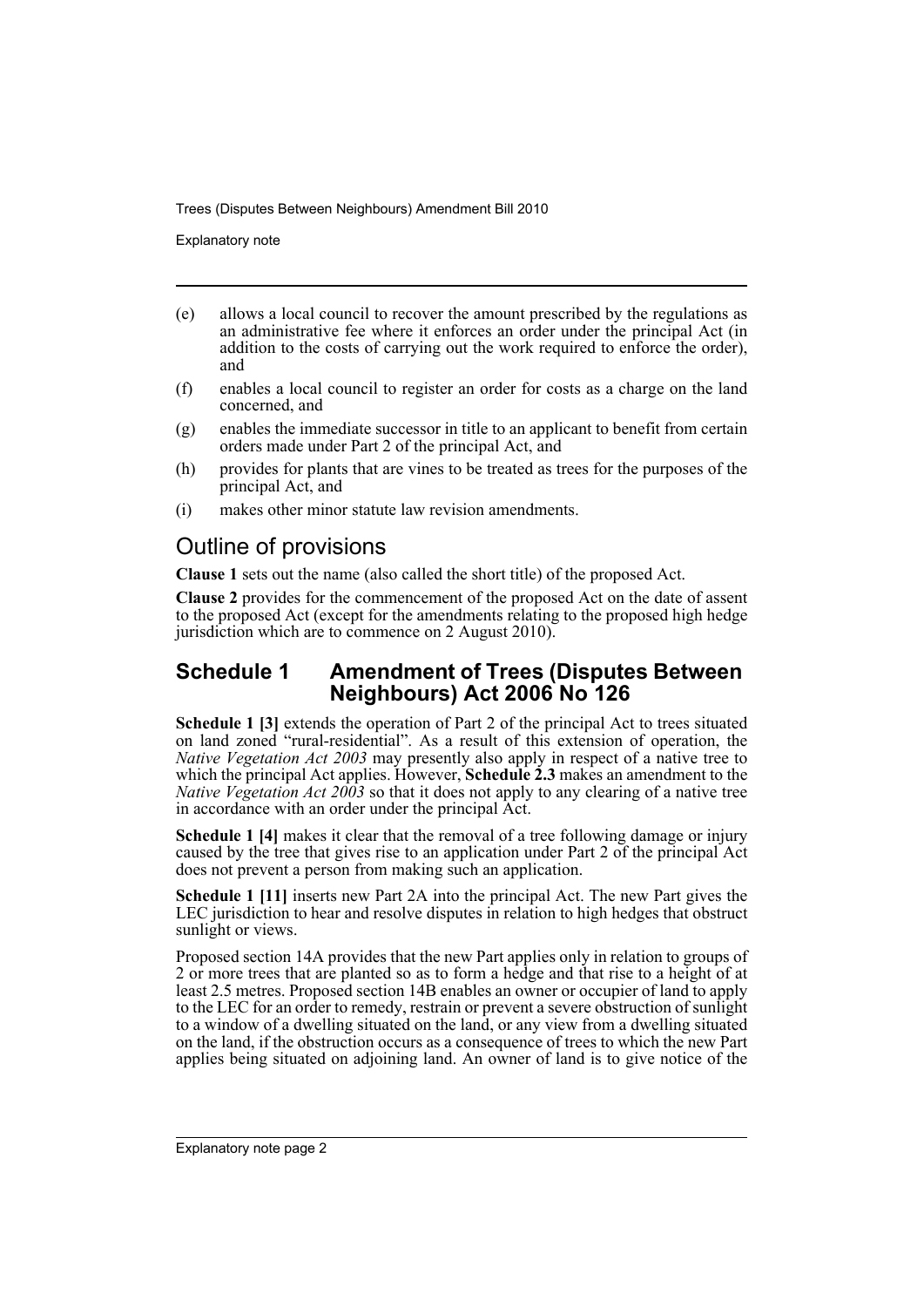(e) allows a local council to recover the amount prescribed by the regulations as an administrative fee where it enforces an order under the principal Act (in addition to the costs of carrying out the work required to enforce the order), and

(f) enables a local council to register an order for costs as a charge on the land concerned, and

(g) enables the immediate successor in title to an applicant to benefit from certain orders made under Part 2 of the principal Act, and

(h) provides for plants that are vines to be treated as trees for the purposes of the principal Act, and

(i) makes other minor statute law revision amendments.

## Outline of provisions

**Clause 1** sets out the name (also called the short title) of the proposed Act.

**Clause 2** provides for the commencement of the proposed Act on the date of assent to the proposed Act (except for the amendments relating to the proposed high hedge jurisdiction which are to commence on 2 August 2010).

## Schedule 1 Amendment of Trees (Disputes Between Neighbours) Act 2006 No 126

**Schedule 1 [3]** extends the operation of Part 2 of the principal Act to trees situated on land zoned "rural-residential". As a result of this extension of operation, the *Native Vegetation Act 2003* may presently also apply in respect of a native tree to which the principal Act applies. However, **Schedule 2.3** makes an amendment to the *Native Vegetation Act 2003* so that it does not apply to any clearing of a native tree in accordance with an order under the principal Act.

**Schedule 1 [4]** makes it clear that the removal of a tree following damage or injury caused by the tree that gives rise to an application under Part 2 of the principal Act does not prevent a person from making such an application.

**Schedule 1 [11]** inserts new Part 2A into the principal Act. The new Part gives the LEC jurisdiction to hear and resolve disputes in relation to high hedges that obstruct sunlight or views.

Proposed section 14A provides that the new Part applies only in relation to groups of 2 or more trees that are planted so as to form a hedge and that rise to a height of at least 2.5 metres. Proposed section 14B enables an owner or occupier of land to apply to the LEC for an order to remedy, restrain or prevent a severe obstruction of sunlight to a window of a dwelling situated on the land, or any view from a dwelling situated on the land, if the obstruction occurs as a consequence of trees to which the new Part applies being situated on adjoining land. An owner of land is to give notice of the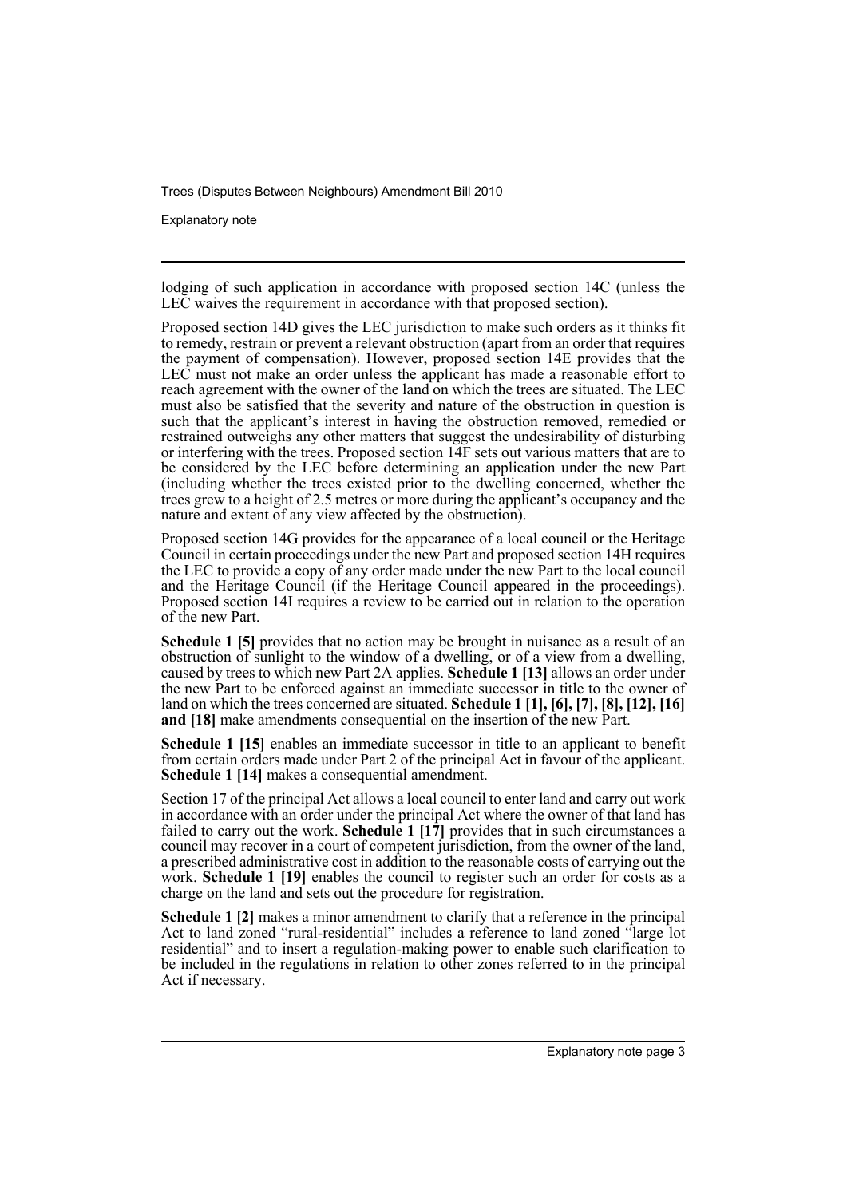lodging of such application in accordance with proposed section 14C (unless the LEC waives the requirement in accordance with that proposed section).

Proposed section 14D gives the LEC jurisdiction to make such orders as it thinks fit to remedy, restrain or prevent a relevant obstruction (apart from an order that requires the payment of compensation). However, proposed section 14E provides that the LEC must not make an order unless the applicant has made a reasonable effort to reach agreement with the owner of the land on which the trees are situated. The LEC must also be satisfied that the severity and nature of the obstruction in question is such that the applicant's interest in having the obstruction removed, remedied or restrained outweighs any other matters that suggest the undesirability of disturbing or interfering with the trees. Proposed section 14F sets out various matters that are to be considered by the LEC before determining an application under the new Part (including whether the trees existed prior to the dwelling concerned, whether the trees grew to a height of 2.5 metres or more during the applicant's occupancy and the nature and extent of any view affected by the obstruction).

Proposed section 14G provides for the appearance of a local council or the Heritage Council in certain proceedings under the new Part and proposed section 14H requires the LEC to provide a copy of any order made under the new Part to the local council and the Heritage Council (if the Heritage Council appeared in the proceedings). Proposed section 14I requires a review to be carried out in relation to the operation of the new Part.

**Schedule 1 [5]** provides that no action may be brought in nuisance as a result of an obstruction of sunlight to the window of a dwelling, or of a view from a dwelling, caused by trees to which new Part 2A applies. **Schedule 1 [13]** allows an order under the new Part to be enforced against an immediate successor in title to the owner of land on which the trees concerned are situated. **Schedule 1 [1], [6], [7], [8], [12], [16] and [18]** make amendments consequential on the insertion of the new Part.

**Schedule 1 [15]** enables an immediate successor in title to an applicant to benefit from certain orders made under Part 2 of the principal Act in favour of the applicant. **Schedule 1 [14]** makes a consequential amendment.

Section 17 of the principal Act allows a local council to enter land and carry out work in accordance with an order under the principal Act where the owner of that land has failed to carry out the work. **Schedule 1 [17]** provides that in such circumstances a council may recover in a court of competent jurisdiction, from the owner of the land, a prescribed administrative cost in addition to the reasonable costs of carrying out the work. **Schedule 1 [19]** enables the council to register such an order for costs as a charge on the land and sets out the procedure for registration.

**Schedule 1 [2]** makes a minor amendment to clarify that a reference in the principal Act to land zoned "rural-residential" includes a reference to land zoned "large lot residential" and to insert a regulation-making power to enable such clarification to be included in the regulations in relation to other zones referred to in the principal Act if necessary.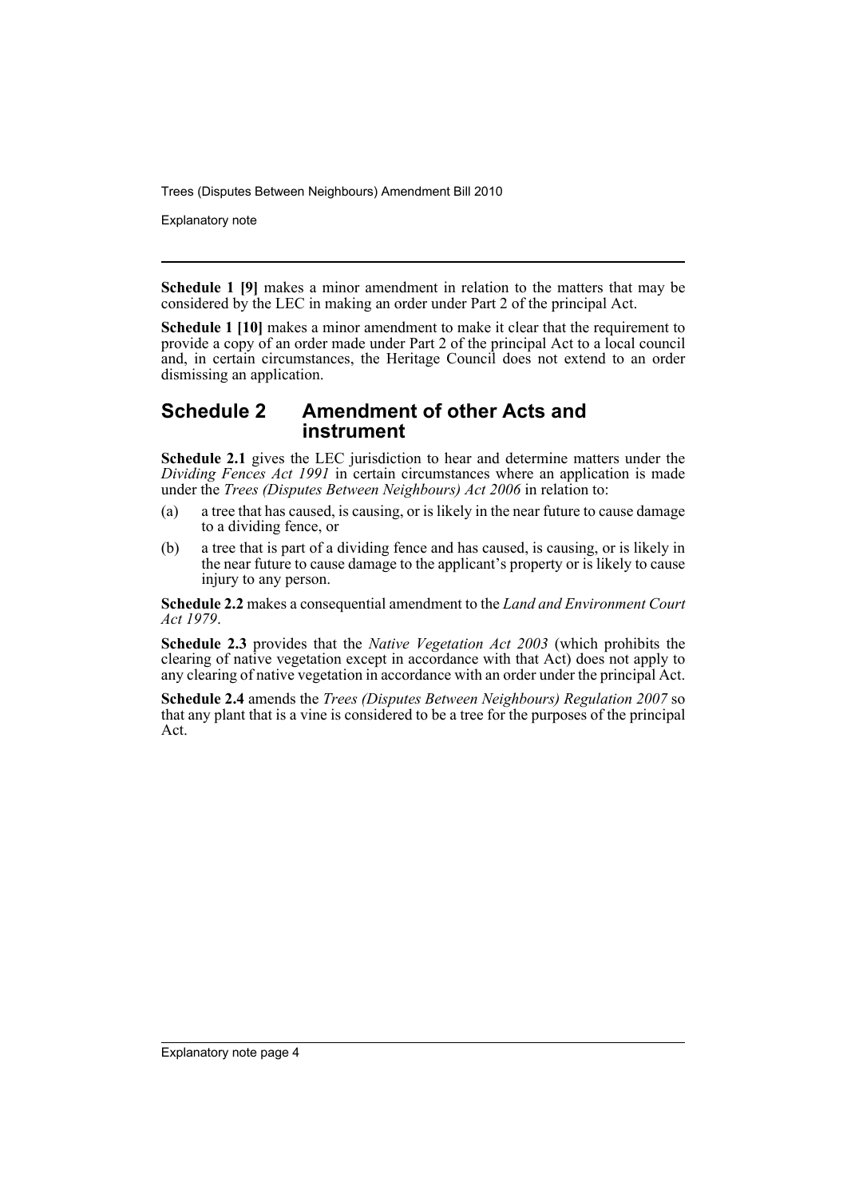**Schedule 1 [9]** makes a minor amendment in relation to the matters that may be considered by the LEC in making an order under Part 2 of the principal Act.

**Schedule 1 [10]** makes a minor amendment to make it clear that the requirement to provide a copy of an order made under Part 2 of the principal Act to a local council and, in certain circumstances, the Heritage Council does not extend to an order dismissing an application.

## Schedule 2 Amendment of other Acts and instrument

**Schedule 2.1** gives the LEC jurisdiction to hear and determine matters under the *Dividing Fences Act 1991* in certain circumstances where an application is made under the *Trees (Disputes Between Neighbours) Act 2006* in relation to:

(a) a tree that has caused, is causing, or is likely in the near future to cause damage to a dividing fence, or

(b) a tree that is part of a dividing fence and has caused, is causing, or is likely in the near future to cause damage to the applicant's property or is likely to cause injury to any person.

**Schedule 2.2** makes a consequential amendment to the *Land and Environment Court Act 1979*.

**Schedule 2.3** provides that the *Native Vegetation Act 2003* (which prohibits the clearing of native vegetation except in accordance with that Act) does not apply to any clearing of native vegetation in accordance with an order under the principal Act.

**Schedule 2.4** amends the *Trees (Disputes Between Neighbours) Regulation 2007* so that any plant that is a vine is considered to be a tree for the purposes of the principal Act.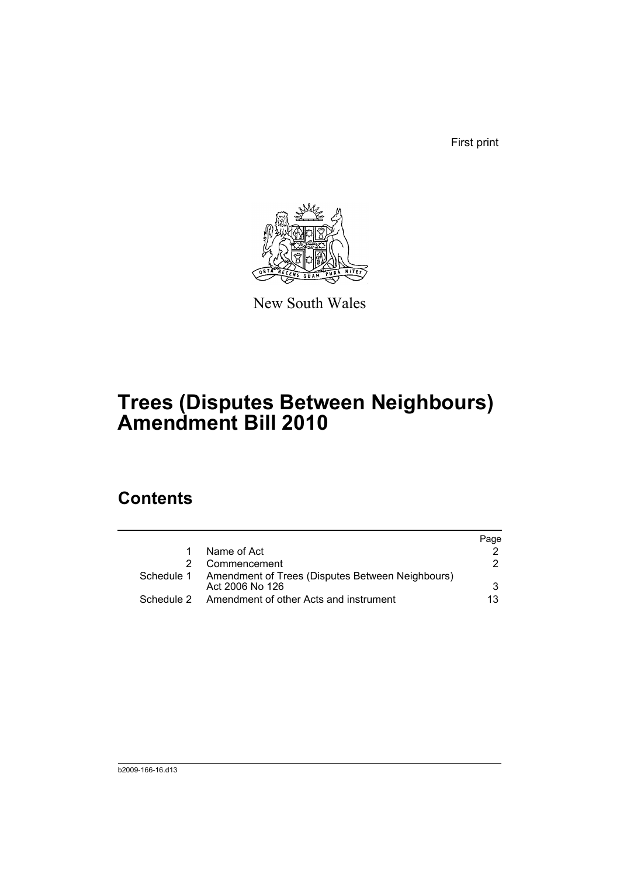First print

New South Wales

# Trees (Disputes Between Neighbours) Amendment Bill 2010

## Contents

| | | Page |
|---|---|---|
| 1 | Name of Act | 2 |
| 2 | Commencement | 2 |
| Schedule 1 | Amendment of Trees (Disputes Between Neighbours) Act 2006 No 126 | 3 |
| Schedule 2 | Amendment of other Acts and instrument | 13 |

b2009-166-16.d13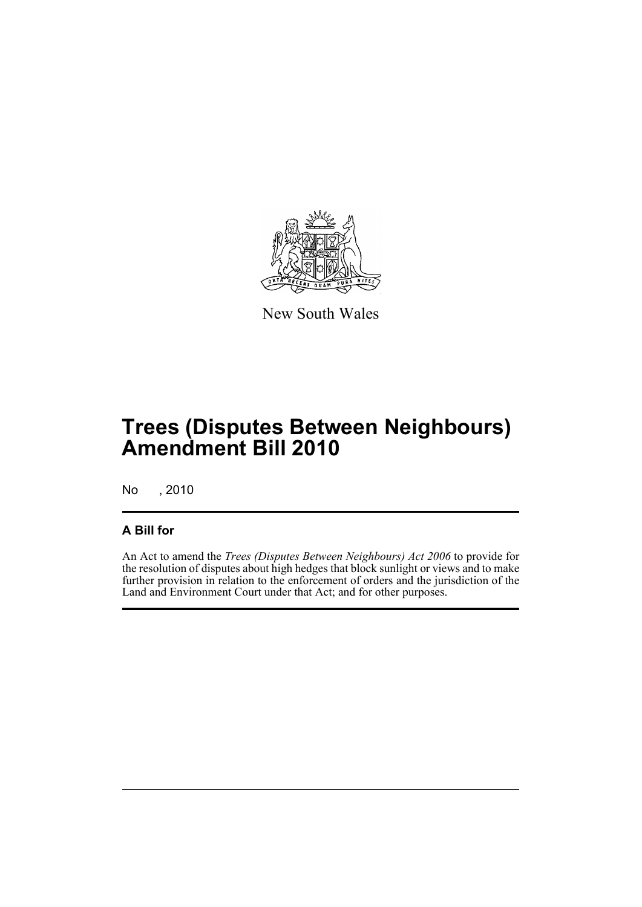New South Wales

# Trees (Disputes Between Neighbours) Amendment Bill 2010

No , 2010

## A Bill for

An Act to amend the *Trees (Disputes Between Neighbours) Act 2006* to provide for the resolution of disputes about high hedges that block sunlight or views and to make further provision in relation to the enforcement of orders and the jurisdiction of the Land and Environment Court under that Act; and for other purposes.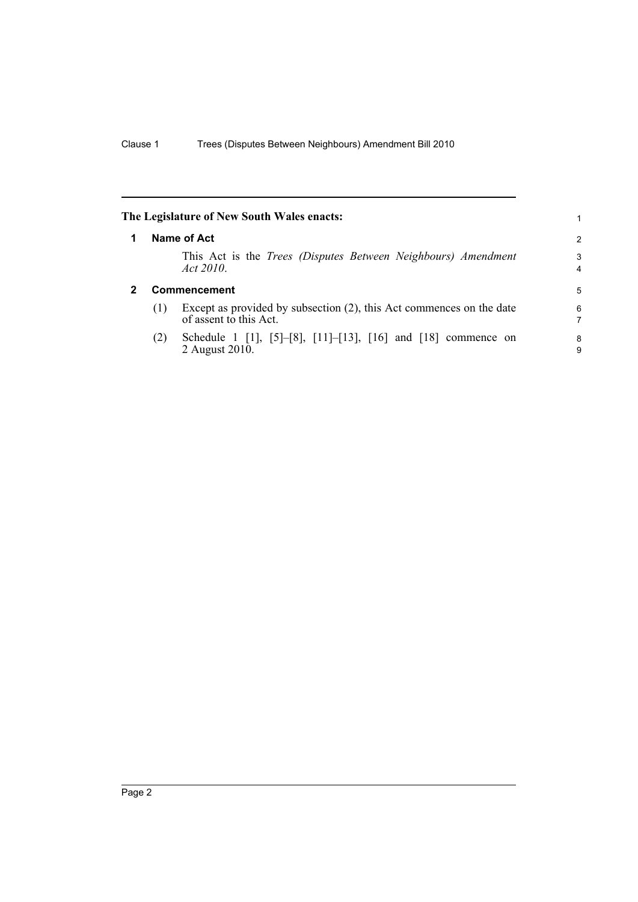**The Legislature of New South Wales enacts:**

## 1 Name of Act

This Act is the *Trees (Disputes Between Neighbours) Amendment Act 2010*.

## 2 Commencement

(1) Except as provided by subsection (2), this Act commences on the date of assent to this Act.

(2) Schedule 1 [1], [5]–[8], [11]–[13], [16] and [18] commence on 2 August 2010.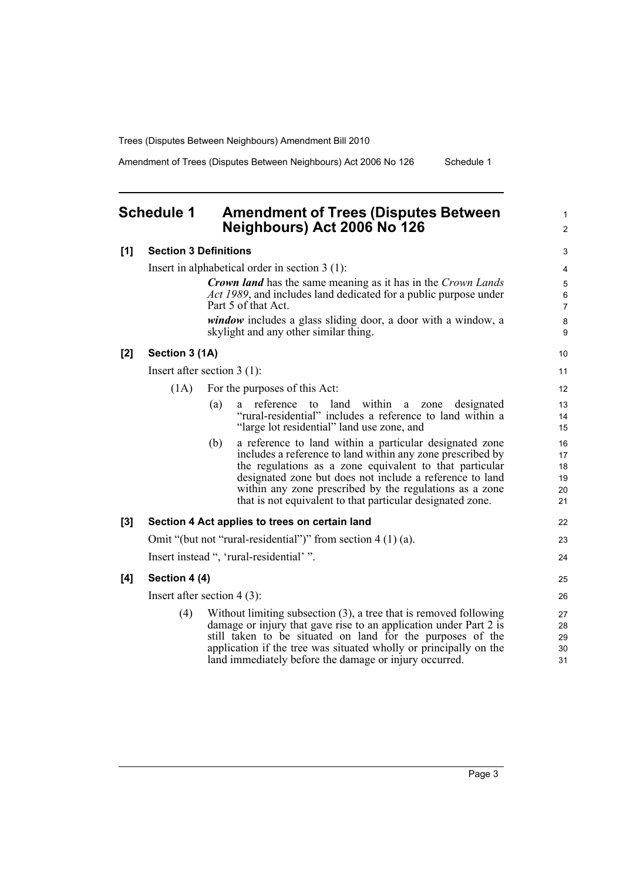## Schedule 1 Amendment of Trees (Disputes Between Neighbours) Act 2006 No 126

**[1] Section 3 Definitions**

Insert in alphabetical order in section 3 (1):

> ***Crown land*** has the same meaning as it has in the *Crown Lands Act 1989*, and includes land dedicated for a public purpose under Part 5 of that Act.
>
> ***window*** includes a glass sliding door, a door with a window, a skylight and any other similar thing.

**[2] Section 3 (1A)**

Insert after section 3 (1):

(1A) For the purposes of this Act:

- (a) a reference to land within a zone designated "rural-residential" includes a reference to land within a "large lot residential" land use zone, and
- (b) a reference to land within a particular designated zone includes a reference to land within any zone prescribed by the regulations as a zone equivalent to that particular designated zone but does not include a reference to land within any zone prescribed by the regulations as a zone that is not equivalent to that particular designated zone.

**[3] Section 4 Act applies to trees on certain land**

Omit "(but not "rural-residential")" from section 4 (1) (a).

Insert instead ", 'rural-residential' ".

**[4] Section 4 (4)**

Insert after section 4 (3):

(4) Without limiting subsection (3), a tree that is removed following damage or injury that gave rise to an application under Part 2 is still taken to be situated on land for the purposes of the application if the tree was situated wholly or principally on the land immediately before the damage or injury occurred.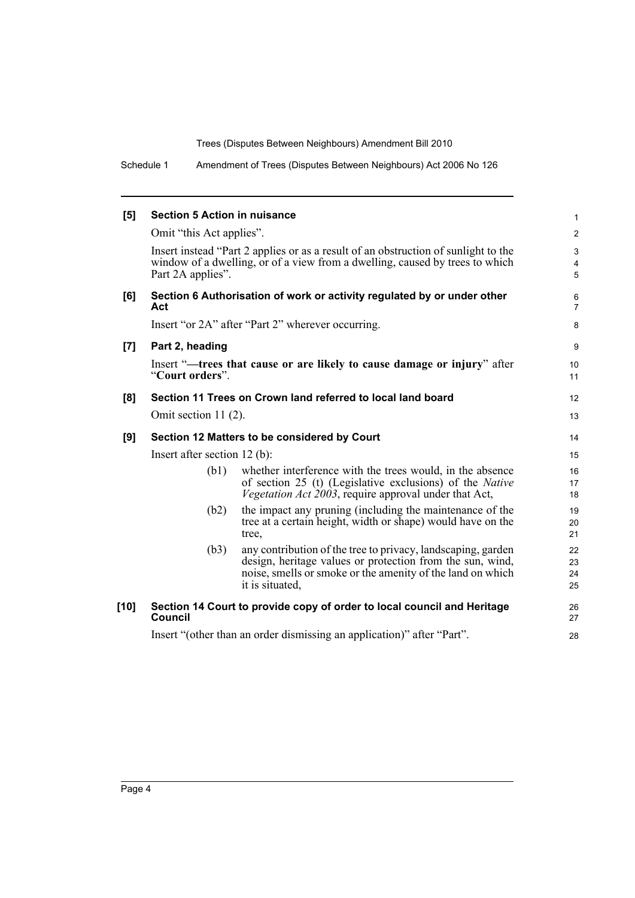**[5] Section 5 Action in nuisance**

Omit "this Act applies".

Insert instead "Part 2 applies or as a result of an obstruction of sunlight to the window of a dwelling, or of a view from a dwelling, caused by trees to which Part 2A applies".

**[6] Section 6 Authorisation of work or activity regulated by or under other Act**

Insert "or 2A" after "Part 2" wherever occurring.

**[7] Part 2, heading**

Insert "**—trees that cause or are likely to cause damage or injury**" after "**Court orders**".

**[8] Section 11 Trees on Crown land referred to local land board**

Omit section 11 (2).

**[9] Section 12 Matters to be considered by Court**

Insert after section 12 (b):

- (b1) whether interference with the trees would, in the absence of section 25 (t) (Legislative exclusions) of the *Native Vegetation Act 2003*, require approval under that Act,
- (b2) the impact any pruning (including the maintenance of the tree at a certain height, width or shape) would have on the tree,
- (b3) any contribution of the tree to privacy, landscaping, garden design, heritage values or protection from the sun, wind, noise, smells or smoke or the amenity of the land on which it is situated,

**[10] Section 14 Court to provide copy of order to local council and Heritage Council**

Insert "(other than an order dismissing an application)" after "Part".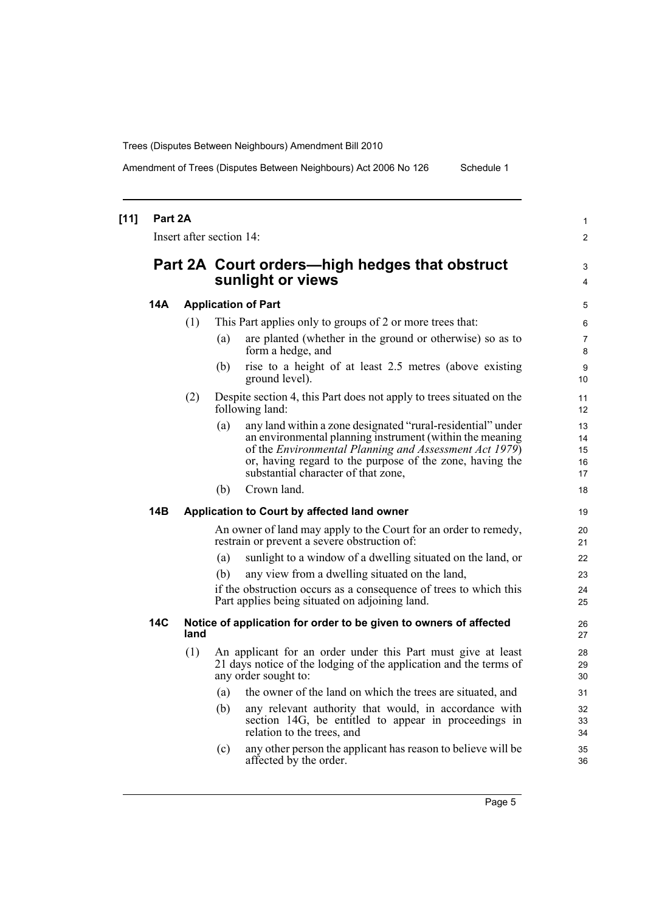**[11] Part 2A**

Insert after section 14:

## Part 2A Court orders—high hedges that obstruct sunlight or views

### 14A Application of Part

(1) This Part applies only to groups of 2 or more trees that:

(a) are planted (whether in the ground or otherwise) so as to form a hedge, and

(b) rise to a height of at least 2.5 metres (above existing ground level).

(2) Despite section 4, this Part does not apply to trees situated on the following land:

(a) any land within a zone designated "rural-residential" under an environmental planning instrument (within the meaning of the *Environmental Planning and Assessment Act 1979*) or, having regard to the purpose of the zone, having the substantial character of that zone,

(b) Crown land.

### 14B Application to Court by affected land owner

An owner of land may apply to the Court for an order to remedy, restrain or prevent a severe obstruction of:

(a) sunlight to a window of a dwelling situated on the land, or

(b) any view from a dwelling situated on the land,

if the obstruction occurs as a consequence of trees to which this Part applies being situated on adjoining land.

### 14C Notice of application for order to be given to owners of affected land

(1) An applicant for an order under this Part must give at least 21 days notice of the lodging of the application and the terms of any order sought to:

(a) the owner of the land on which the trees are situated, and

(b) any relevant authority that would, in accordance with section 14G, be entitled to appear in proceedings in relation to the trees, and

(c) any other person the applicant has reason to believe will be affected by the order.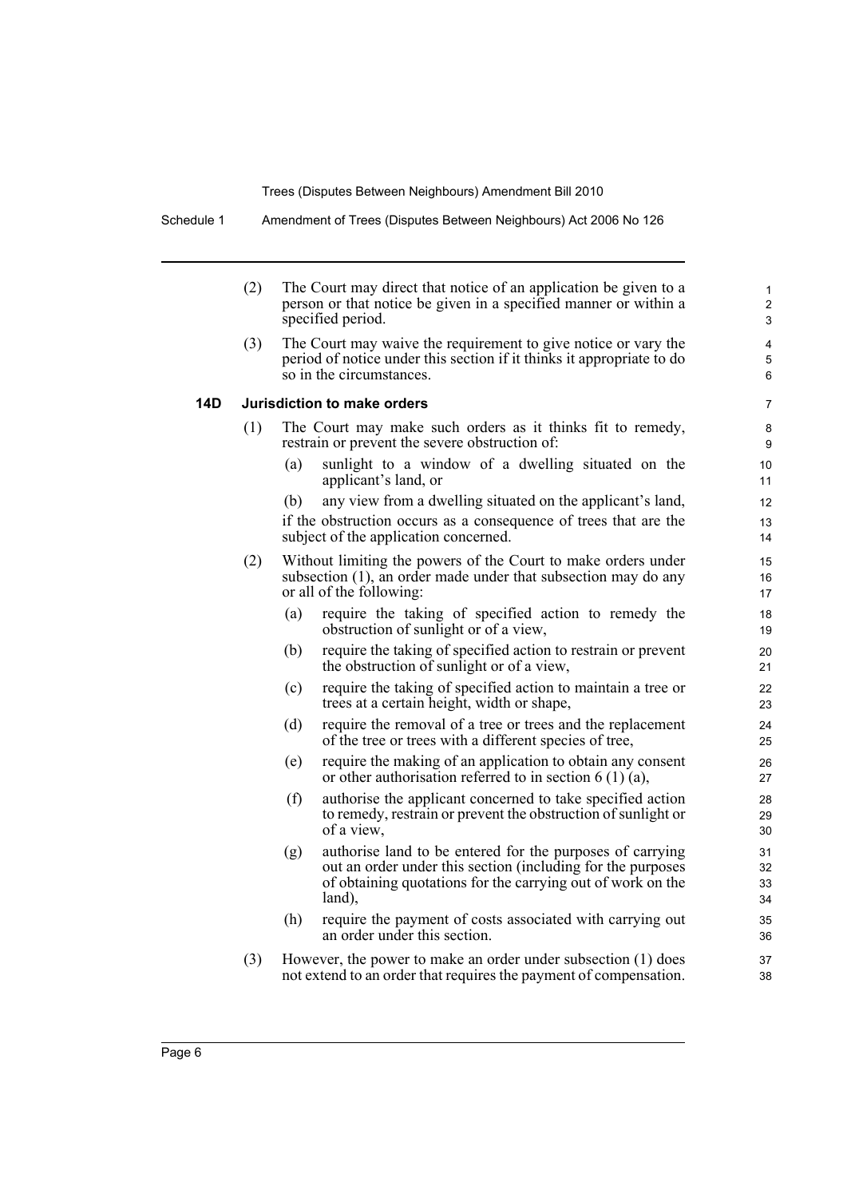(2) The Court may direct that notice of an application be given to a person or that notice be given in a specified manner or within a specified period.

(3) The Court may waive the requirement to give notice or vary the period of notice under this section if it thinks it appropriate to do so in the circumstances.

**14D Jurisdiction to make orders**

(1) The Court may make such orders as it thinks fit to remedy, restrain or prevent the severe obstruction of:

- (a) sunlight to a window of a dwelling situated on the applicant's land, or
- (b) any view from a dwelling situated on the applicant's land,

if the obstruction occurs as a consequence of trees that are the subject of the application concerned.

(2) Without limiting the powers of the Court to make orders under subsection (1), an order made under that subsection may do any or all of the following:

- (a) require the taking of specified action to remedy the obstruction of sunlight or of a view,
- (b) require the taking of specified action to restrain or prevent the obstruction of sunlight or of a view,
- (c) require the taking of specified action to maintain a tree or trees at a certain height, width or shape,
- (d) require the removal of a tree or trees and the replacement of the tree or trees with a different species of tree,
- (e) require the making of an application to obtain any consent or other authorisation referred to in section 6 (1) (a),
- (f) authorise the applicant concerned to take specified action to remedy, restrain or prevent the obstruction of sunlight or of a view,
- (g) authorise land to be entered for the purposes of carrying out an order under this section (including for the purposes of obtaining quotations for the carrying out of work on the land),
- (h) require the payment of costs associated with carrying out an order under this section.

(3) However, the power to make an order under subsection (1) does not extend to an order that requires the payment of compensation.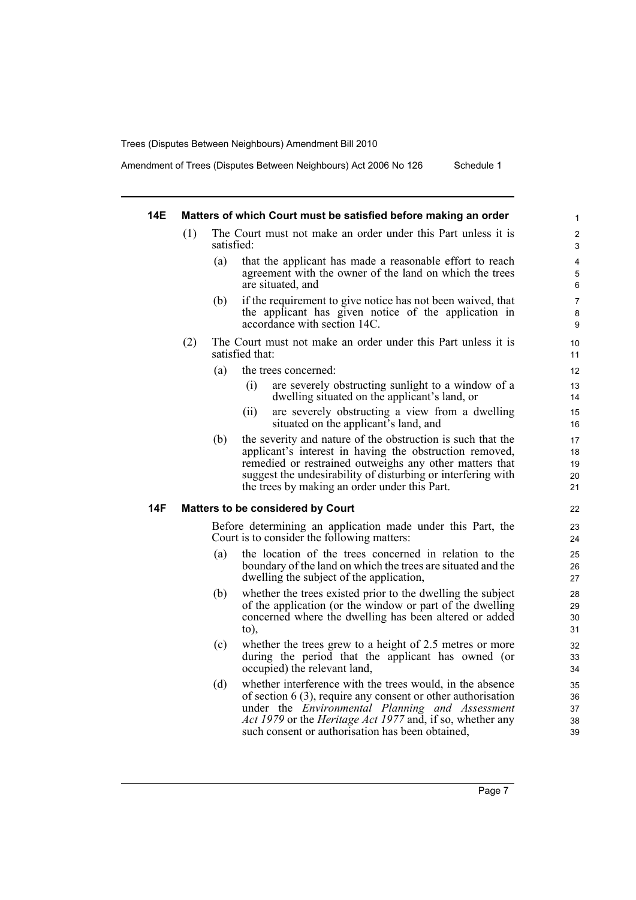#### 14E Matters of which Court must be satisfied before making an order

(1) The Court must not make an order under this Part unless it is satisfied:

(a) that the applicant has made a reasonable effort to reach agreement with the owner of the land on which the trees are situated, and

(b) if the requirement to give notice has not been waived, that the applicant has given notice of the application in accordance with section 14C.

(2) The Court must not make an order under this Part unless it is satisfied that:

(a) the trees concerned:

(i) are severely obstructing sunlight to a window of a dwelling situated on the applicant's land, or

(ii) are severely obstructing a view from a dwelling situated on the applicant's land, and

(b) the severity and nature of the obstruction is such that the applicant's interest in having the obstruction removed, remedied or restrained outweighs any other matters that suggest the undesirability of disturbing or interfering with the trees by making an order under this Part.

#### 14F Matters to be considered by Court

Before determining an application made under this Part, the Court is to consider the following matters:

(a) the location of the trees concerned in relation to the boundary of the land on which the trees are situated and the dwelling the subject of the application,

(b) whether the trees existed prior to the dwelling the subject of the application (or the window or part of the dwelling concerned where the dwelling has been altered or added to),

(c) whether the trees grew to a height of 2.5 metres or more during the period that the applicant has owned (or occupied) the relevant land,

(d) whether interference with the trees would, in the absence of section 6 (3), require any consent or other authorisation under the *Environmental Planning and Assessment Act 1979* or the *Heritage Act 1977* and, if so, whether any such consent or authorisation has been obtained,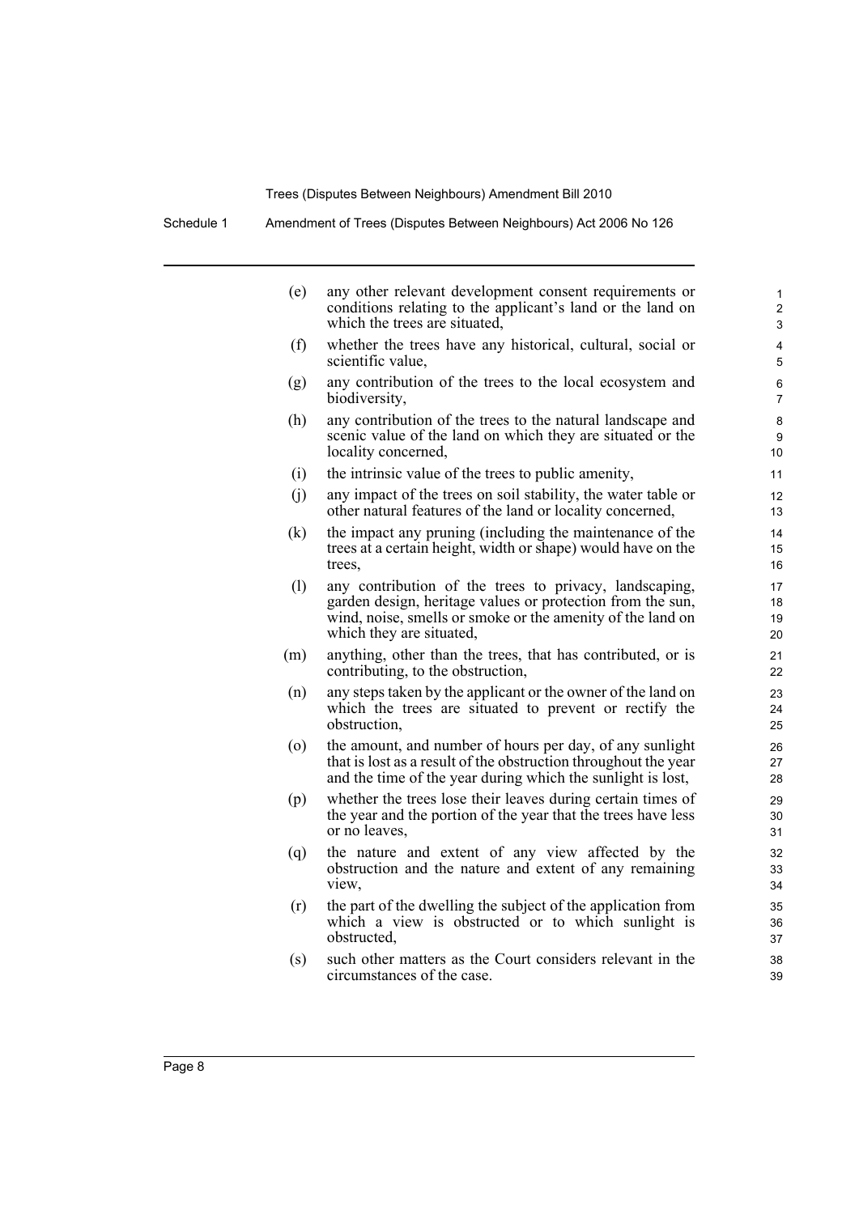(e) any other relevant development consent requirements or conditions relating to the applicant's land or the land on which the trees are situated,

(f) whether the trees have any historical, cultural, social or scientific value,

(g) any contribution of the trees to the local ecosystem and biodiversity,

(h) any contribution of the trees to the natural landscape and scenic value of the land on which they are situated or the locality concerned,

(i) the intrinsic value of the trees to public amenity,

(j) any impact of the trees on soil stability, the water table or other natural features of the land or locality concerned,

(k) the impact any pruning (including the maintenance of the trees at a certain height, width or shape) would have on the trees,

(l) any contribution of the trees to privacy, landscaping, garden design, heritage values or protection from the sun, wind, noise, smells or smoke or the amenity of the land on which they are situated,

(m) anything, other than the trees, that has contributed, or is contributing, to the obstruction,

(n) any steps taken by the applicant or the owner of the land on which the trees are situated to prevent or rectify the obstruction,

(o) the amount, and number of hours per day, of any sunlight that is lost as a result of the obstruction throughout the year and the time of the year during which the sunlight is lost,

(p) whether the trees lose their leaves during certain times of the year and the portion of the year that the trees have less or no leaves,

(q) the nature and extent of any view affected by the obstruction and the nature and extent of any remaining view,

(r) the part of the dwelling the subject of the application from which a view is obstructed or to which sunlight is obstructed,

(s) such other matters as the Court considers relevant in the circumstances of the case.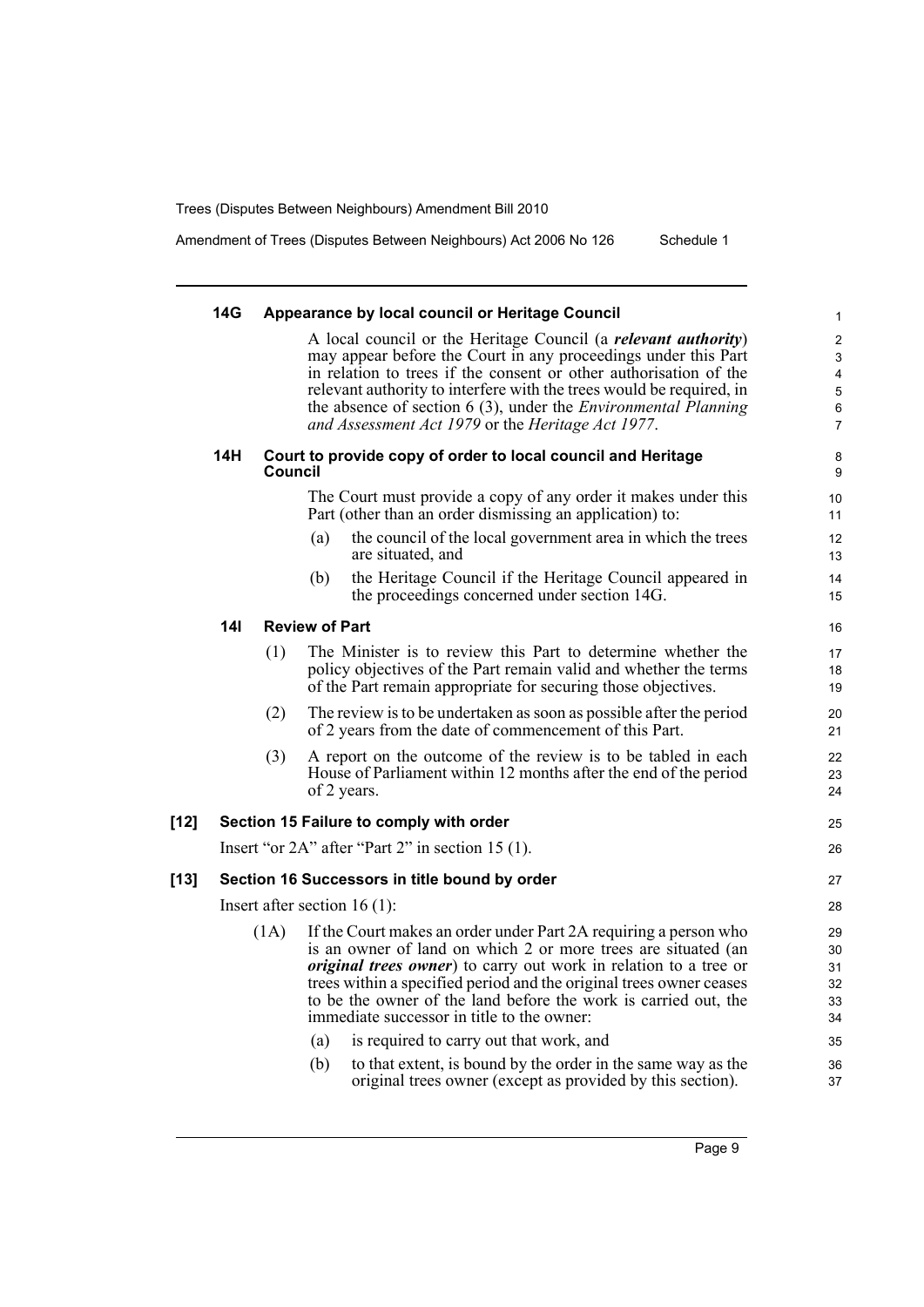#### 14G Appearance by local council or Heritage Council

A local council or the Heritage Council (a ***relevant authority***) may appear before the Court in any proceedings under this Part in relation to trees if the consent or other authorisation of the relevant authority to interfere with the trees would be required, in the absence of section 6 (3), under the *Environmental Planning and Assessment Act 1979* or the *Heritage Act 1977*.

#### 14H Court to provide copy of order to local council and Heritage Council

The Court must provide a copy of any order it makes under this Part (other than an order dismissing an application) to:

(a) the council of the local government area in which the trees are situated, and

(b) the Heritage Council if the Heritage Council appeared in the proceedings concerned under section 14G.

#### 14I Review of Part

(1) The Minister is to review this Part to determine whether the policy objectives of the Part remain valid and whether the terms of the Part remain appropriate for securing those objectives.

(2) The review is to be undertaken as soon as possible after the period of 2 years from the date of commencement of this Part.

(3) A report on the outcome of the review is to be tabled in each House of Parliament within 12 months after the end of the period of 2 years.

### [12] Section 15 Failure to comply with order

Insert "or 2A" after "Part 2" in section 15 (1).

### [13] Section 16 Successors in title bound by order

Insert after section 16 (1):

(1A) If the Court makes an order under Part 2A requiring a person who is an owner of land on which 2 or more trees are situated (an ***original trees owner***) to carry out work in relation to a tree or trees within a specified period and the original trees owner ceases to be the owner of the land before the work is carried out, the immediate successor in title to the owner:

(a) is required to carry out that work, and

(b) to that extent, is bound by the order in the same way as the original trees owner (except as provided by this section).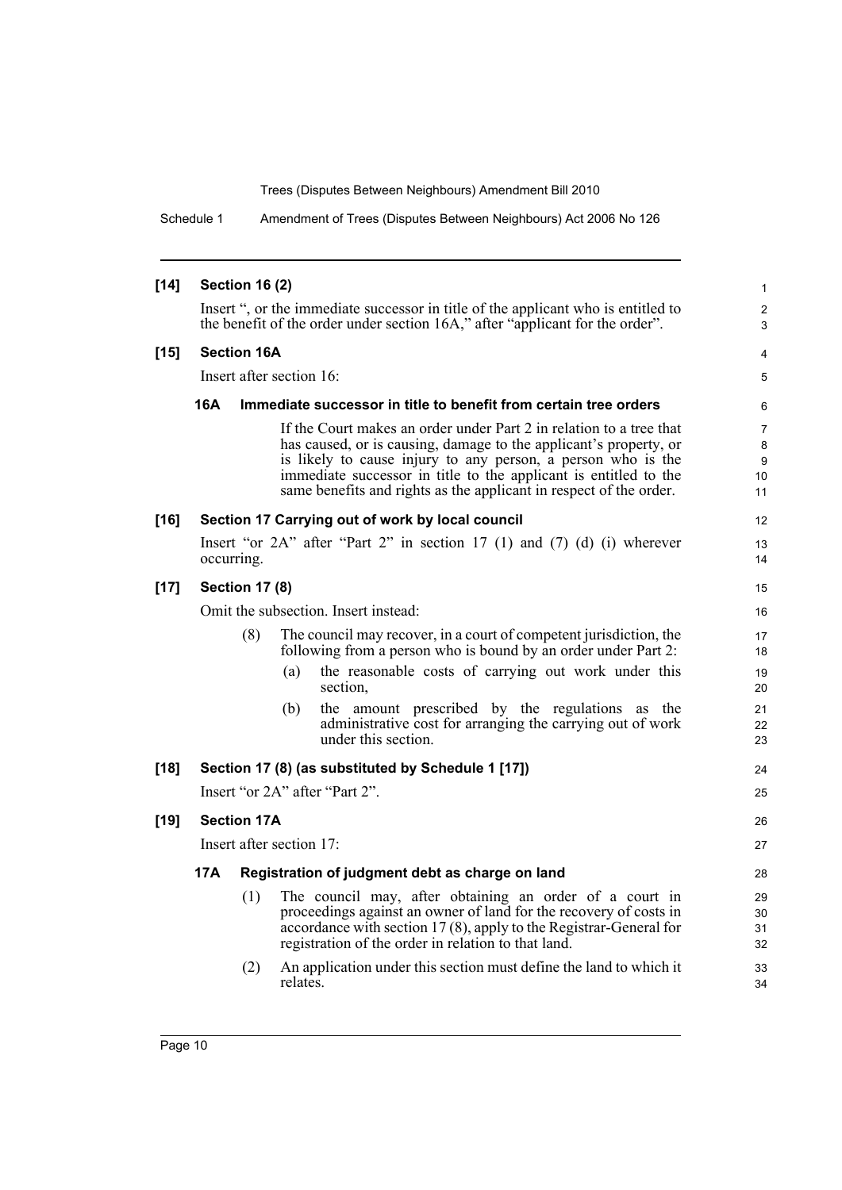**[14] Section 16 (2)**

Insert ", or the immediate successor in title of the applicant who is entitled to the benefit of the order under section 16A," after "applicant for the order".

**[15] Section 16A**

Insert after section 16:

**16A Immediate successor in title to benefit from certain tree orders**

If the Court makes an order under Part 2 in relation to a tree that has caused, or is causing, damage to the applicant's property, or is likely to cause injury to any person, a person who is the immediate successor in title to the applicant is entitled to the same benefits and rights as the applicant in respect of the order.

**[16] Section 17 Carrying out of work by local council**

Insert "or 2A" after "Part 2" in section 17 (1) and (7) (d) (i) wherever occurring.

**[17] Section 17 (8)**

Omit the subsection. Insert instead:

(8) The council may recover, in a court of competent jurisdiction, the following from a person who is bound by an order under Part 2:

(a) the reasonable costs of carrying out work under this section,

(b) the amount prescribed by the regulations as the administrative cost for arranging the carrying out of work under this section.

**[18] Section 17 (8) (as substituted by Schedule 1 [17])**

Insert "or 2A" after "Part 2".

**[19] Section 17A**

Insert after section 17:

**17A Registration of judgment debt as charge on land**

(1) The council may, after obtaining an order of a court in proceedings against an owner of land for the recovery of costs in accordance with section 17 (8), apply to the Registrar-General for registration of the order in relation to that land.

(2) An application under this section must define the land to which it relates.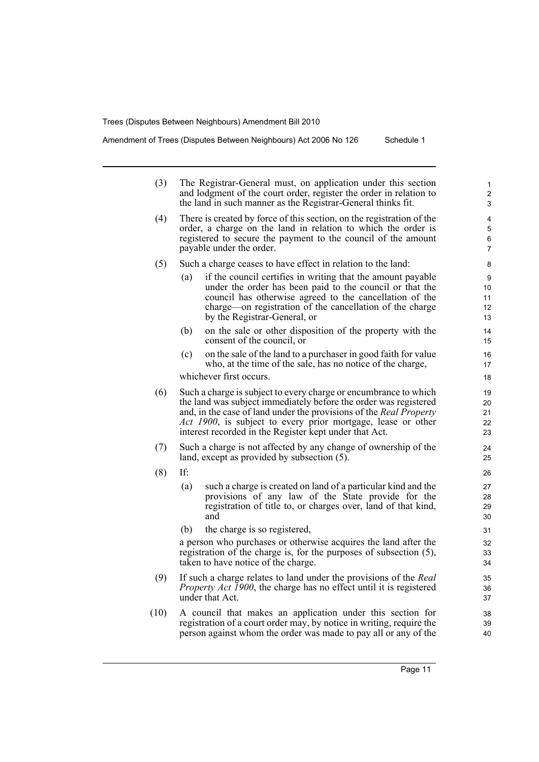(3) The Registrar-General must, on application under this section and lodgment of the court order, register the order in relation to the land in such manner as the Registrar-General thinks fit.

(4) There is created by force of this section, on the registration of the order, a charge on the land in relation to which the order is registered to secure the payment to the council of the amount payable under the order.

(5) Such a charge ceases to have effect in relation to the land:

(a) if the council certifies in writing that the amount payable under the order has been paid to the council or that the council has otherwise agreed to the cancellation of the charge—on registration of the cancellation of the charge by the Registrar-General, or

(b) on the sale or other disposition of the property with the consent of the council, or

(c) on the sale of the land to a purchaser in good faith for value who, at the time of the sale, has no notice of the charge,

whichever first occurs.

(6) Such a charge is subject to every charge or encumbrance to which the land was subject immediately before the order was registered and, in the case of land under the provisions of the *Real Property Act 1900*, is subject to every prior mortgage, lease or other interest recorded in the Register kept under that Act.

(7) Such a charge is not affected by any change of ownership of the land, except as provided by subsection (5).

(8) If:

(a) such a charge is created on land of a particular kind and the provisions of any law of the State provide for the registration of title to, or charges over, land of that kind, and

(b) the charge is so registered,

a person who purchases or otherwise acquires the land after the registration of the charge is, for the purposes of subsection (5), taken to have notice of the charge.

(9) If such a charge relates to land under the provisions of the *Real Property Act 1900*, the charge has no effect until it is registered under that Act.

(10) A council that makes an application under this section for registration of a court order may, by notice in writing, require the person against whom the order was made to pay all or any of the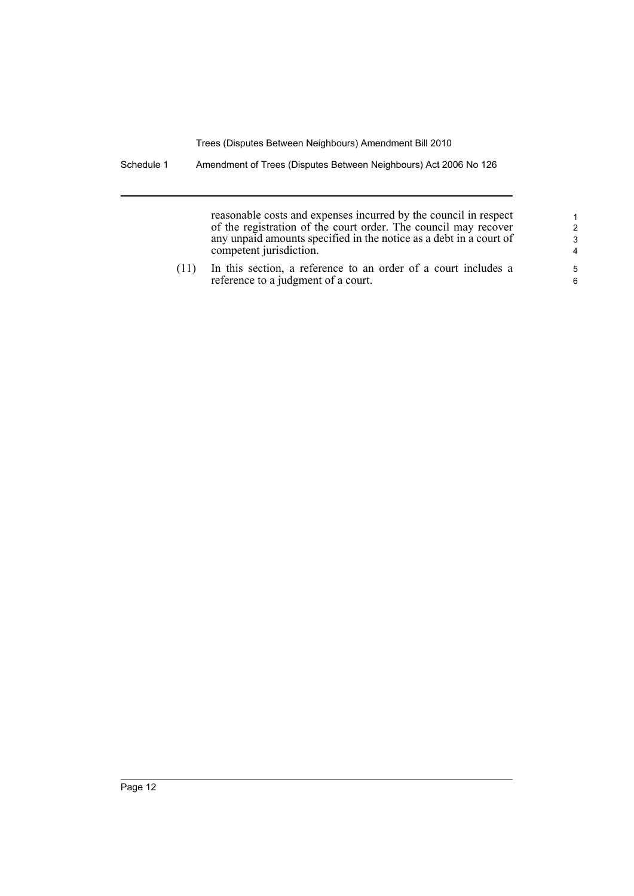reasonable costs and expenses incurred by the council in respect of the registration of the court order. The council may recover any unpaid amounts specified in the notice as a debt in a court of competent jurisdiction.

(11) In this section, a reference to an order of a court includes a reference to a judgment of a court.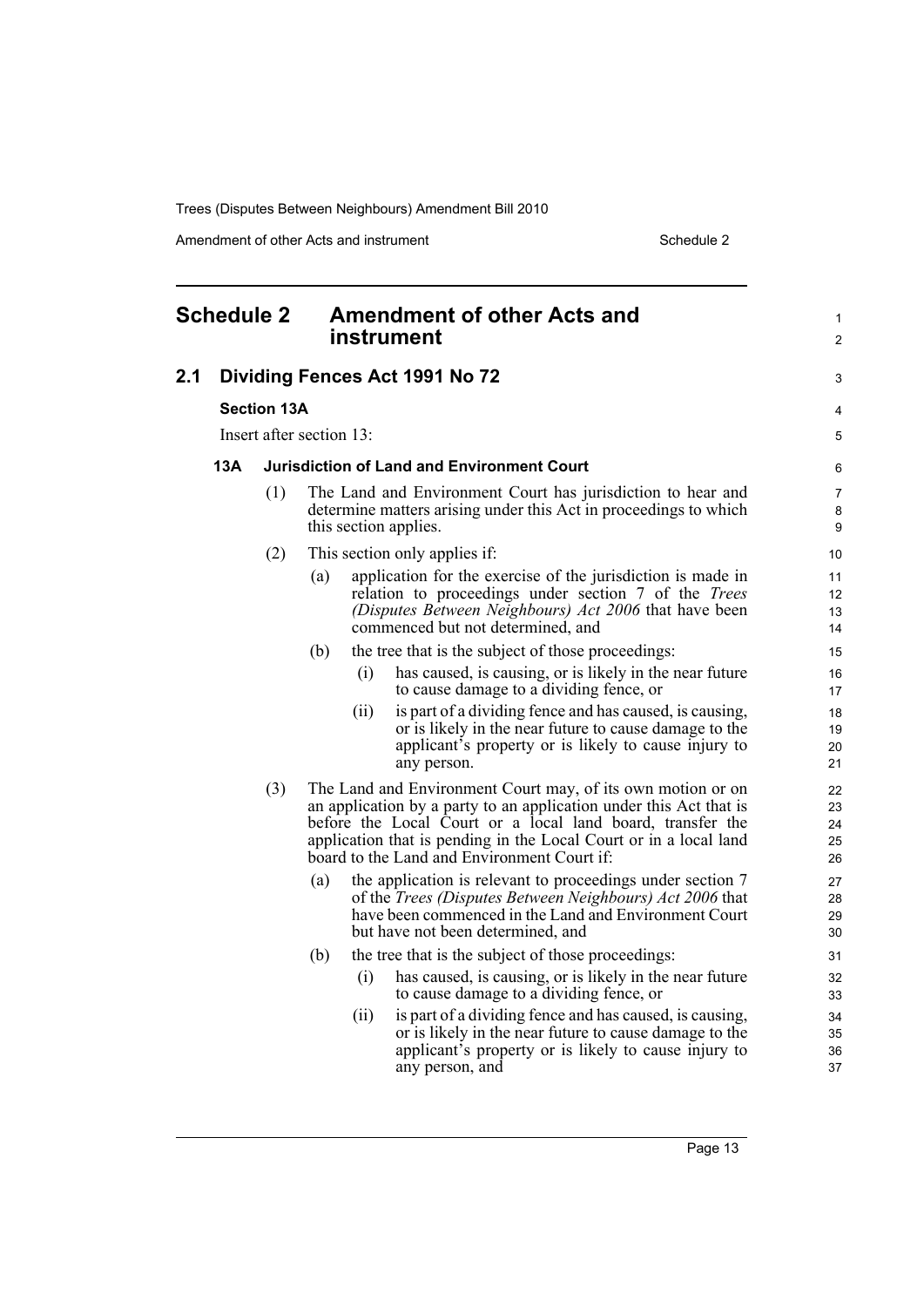## Schedule 2 Amendment of other Acts and instrument

### 2.1 Dividing Fences Act 1991 No 72

**Section 13A**

Insert after section 13:

**13A Jurisdiction of Land and Environment Court**

(1) The Land and Environment Court has jurisdiction to hear and determine matters arising under this Act in proceedings to which this section applies.

(2) This section only applies if:

- (a) application for the exercise of the jurisdiction is made in relation to proceedings under section 7 of the *Trees (Disputes Between Neighbours) Act 2006* that have been commenced but not determined, and
- (b) the tree that is the subject of those proceedings:
  - (i) has caused, is causing, or is likely in the near future to cause damage to a dividing fence, or
  - (ii) is part of a dividing fence and has caused, is causing, or is likely in the near future to cause damage to the applicant's property or is likely to cause injury to any person.

(3) The Land and Environment Court may, of its own motion or on an application by a party to an application under this Act that is before the Local Court or a local land board, transfer the application that is pending in the Local Court or in a local land board to the Land and Environment Court if:

- (a) the application is relevant to proceedings under section 7 of the *Trees (Disputes Between Neighbours) Act 2006* that have been commenced in the Land and Environment Court but have not been determined, and
- (b) the tree that is the subject of those proceedings:
  - (i) has caused, is causing, or is likely in the near future to cause damage to a dividing fence, or
  - (ii) is part of a dividing fence and has caused, is causing, or is likely in the near future to cause damage to the applicant's property or is likely to cause injury to any person, and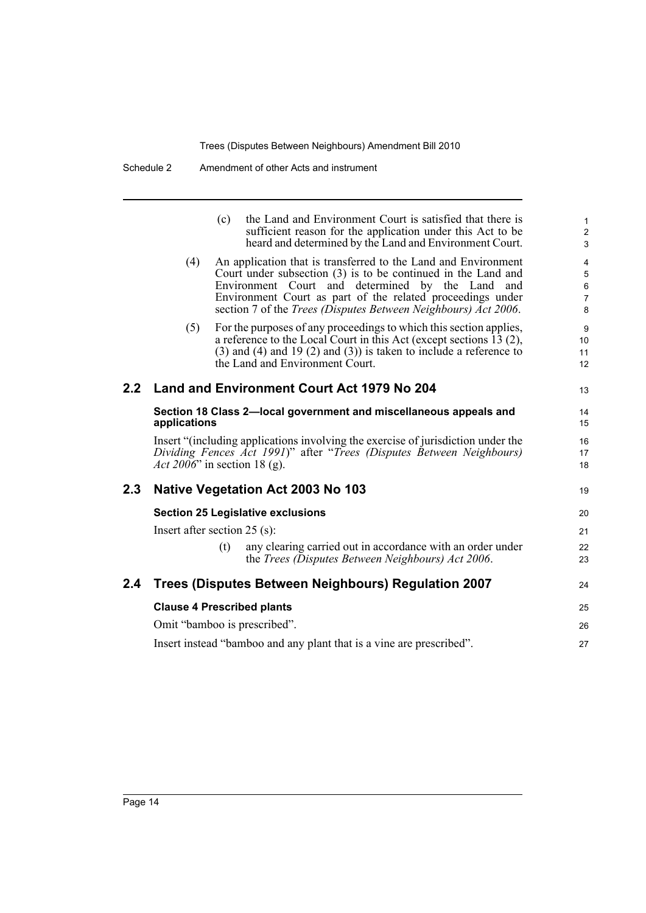(c) the Land and Environment Court is satisfied that there is sufficient reason for the application under this Act to be heard and determined by the Land and Environment Court.

(4) An application that is transferred to the Land and Environment Court under subsection (3) is to be continued in the Land and Environment Court and determined by the Land and Environment Court as part of the related proceedings under section 7 of the *Trees (Disputes Between Neighbours) Act 2006*.

(5) For the purposes of any proceedings to which this section applies, a reference to the Local Court in this Act (except sections 13 (2), (3) and (4) and 19 (2) and (3)) is taken to include a reference to the Land and Environment Court.

## 2.2 Land and Environment Court Act 1979 No 204

**Section 18 Class 2—local government and miscellaneous appeals and applications**

Insert "(including applications involving the exercise of jurisdiction under the *Dividing Fences Act 1991*)" after "*Trees (Disputes Between Neighbours) Act 2006*" in section 18 (g).

## 2.3 Native Vegetation Act 2003 No 103

**Section 25 Legislative exclusions**

Insert after section 25 (s):

(t) any clearing carried out in accordance with an order under the *Trees (Disputes Between Neighbours) Act 2006*.

## 2.4 Trees (Disputes Between Neighbours) Regulation 2007

**Clause 4 Prescribed plants**

Omit "bamboo is prescribed".

Insert instead "bamboo and any plant that is a vine are prescribed".